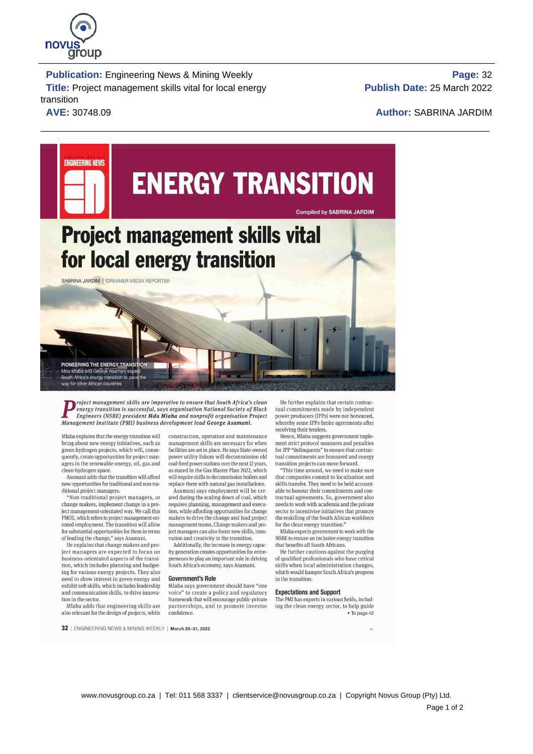**Publication:** Engineering News & Mining Weekly
**Title:** Project management skills vital for local energy transition
**AVE:** 30748.09

**Page:** 32
**Publish Date:** 25 March 2022
**Author:** SABRINA JARDIM

# ENERGY TRANSITION

Compiled by SABRINA JARDIM

# Project management skills vital for local energy transition

SABRINA JARDIM | CREAMER MEDIA REPORTER

**PIONEERING THE ENERGY TRANSITION**
Mdu Mlaba and George Asamani expect South Africa's energy transition to pave the way for other African countries

***Project management skills are imperative to ensure that South Africa's clean energy transition is successful, says organisation National Society of Black Engineers (NSBE) president Mdu Mlaba and nonprofit organisation Project Management Institute (PMI) business development lead George Asamani.***

Mlaba explains that the energy transition will bring about new energy initiatives, such as green hydrogen projects, which will, consequently, create opportunities for project managers in the renewable-energy, oil, gas and clean hydrogen space.

Asamani adds that the transition will afford new opportunities for traditional and non-traditional project managers.

"Non-traditional project managers, or change makers, implement change in a project management-orientated way. We call this PMOE, which refers to project management-oriented employment. The transition will allow for substantial opportunities for them in terms of leading the change," says Asamani.

He explains that change makers and project managers are expected to focus on business-orientated aspects of the transition, which includes planning and budgeting for various energy projects. They also need to show interest in green energy and exhibit soft skills, which includes leadership and communication skills, to drive innovation in the sector.

Mlaba adds that engineering skills are also relevant for the design of projects, while construction, operation and maintenance management skills are necessary for when facilities are set in place. He says State-owned power utility Eskom will decommission old coal-fired power stations over the next 12 years, as stated in the Gas Master Plan 2022, which will require skills to decommission boilers and replace them with natural gas installations.

Asamani says employment will be created during the scaling down of coal, which requires planning, management and execution, while affording opportunities for change makers to drive the change and lead project management teams. Change makers and project managers can also foster new skills, innovation and creativity in the transition.

Additionally, the increase in energy capacity generation creates opportunities for entrepreneurs to play an important role in driving South Africa's economy, says Asamani.

## Government's Role

Mlaba says government should have "one voice" to create a policy and regulatory framework that will encourage public-private partnerships, and to promote investor confidence.

He further explains that certain contractual commitments made by independent power producers (IPPs) were not honoured, whereby some IPPs broke agreements after receiving their tenders.

Hence, Mlaba suggests government implement strict protocol measures and penalties for IPP "delinquents" to ensure that contractual commitments are honoured and energy transition projects can move forward.

"This time around, we need to make sure that companies commit to localisation and skills transfer. They need to be held accountable to honour their commitments and contractual agreements. So, government also needs to work with academia and the private sector to incentivise initiatives that promote the reskilling of the South African workforce for the clean energy transition."

Mlaba expects government to work with the NSBE to ensure an inclusive energy transition that benefits all South Africans.

He further cautions against the purging of qualified professionals who have critical skills when local administration changes, which would hamper South Africa's progress in the transition.

## Expectations and Support

The PMI has experts in various fields, including the clean energy sector, to help guide

• To page 42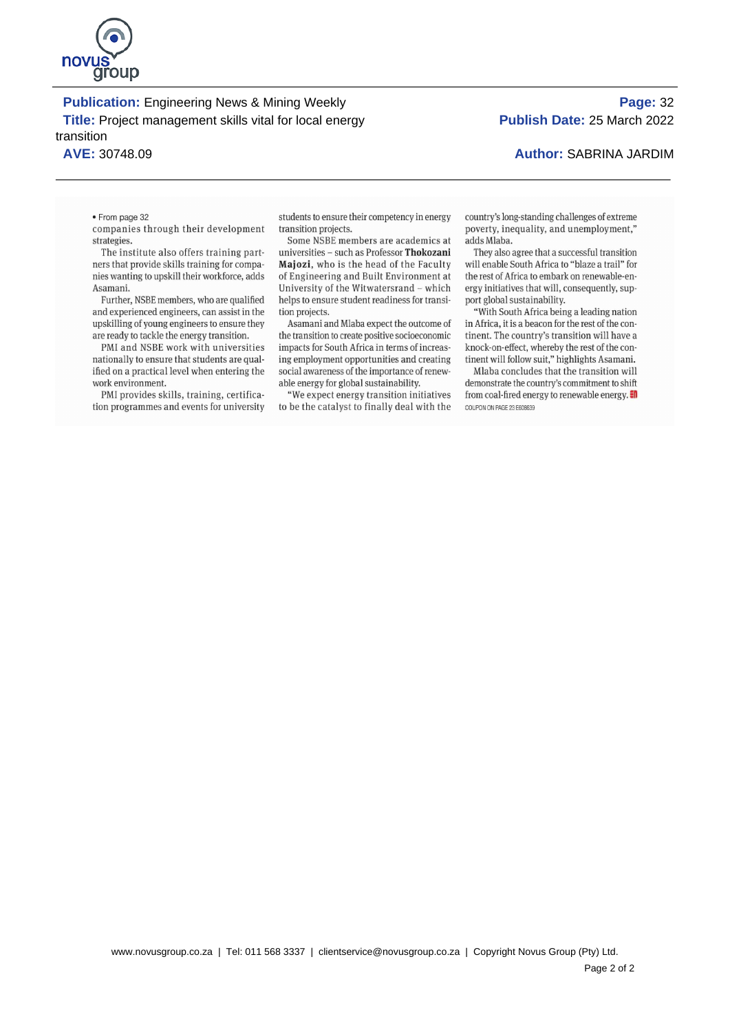**Publication:** Engineering News & Mining Weekly

**Title:** Project management skills vital for local energy transition

**AVE:** 30748.09

**Page:** 32

**Publish Date:** 25 March 2022

**Author:** SABRINA JARDIM

---

• From page 32

companies through their development strategies.

The institute also offers training partners that provide skills training for companies wanting to upskill their workforce, adds Asamani.

Further, NSBE members, who are qualified and experienced engineers, can assist in the upskilling of young engineers to ensure they are ready to tackle the energy transition.

PMI and NSBE work with universities nationally to ensure that students are qualified on a practical level when entering the work environment.

PMI provides skills, training, certification programmes and events for university students to ensure their competency in energy transition projects.

Some NSBE members are academics at universities – such as Professor **Thokozani Majozi**, who is the head of the Faculty of Engineering and Built Environment at University of the Witwatersrand – which helps to ensure student readiness for transition projects.

Asamani and Mlaba expect the outcome of the transition to create positive socioeconomic impacts for South Africa in terms of increasing employment opportunities and creating social awareness of the importance of renewable energy for global sustainability.

"We expect energy transition initiatives to be the catalyst to finally deal with the country's long-standing challenges of extreme poverty, inequality, and unemployment," adds Mlaba.

They also agree that a successful transition will enable South Africa to "blaze a trail" for the rest of Africa to embark on renewable-energy initiatives that will, consequently, support global sustainability.

"With South Africa being a leading nation in Africa, it is a beacon for the rest of the continent. The country's transition will have a knock-on-effect, whereby the rest of the continent will follow suit," highlights Asamani.

Mlaba concludes that the transition will demonstrate the country's commitment to shift from coal-fired energy to renewable energy.

COUPON ON PAGE 23 E608639